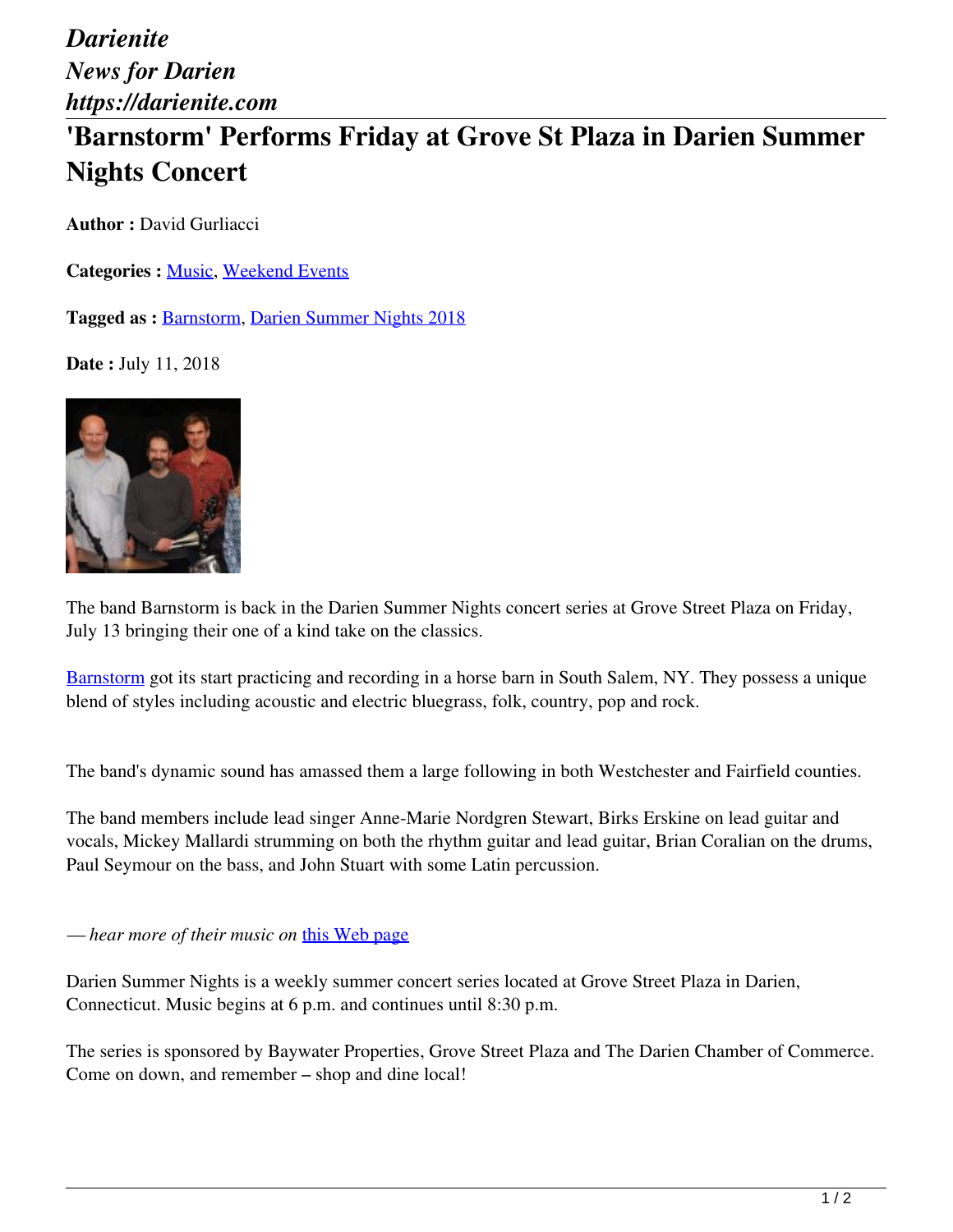*Darienite*
*News for Darien*
*https://darienite.com*

# 'Barnstorm' Performs Friday at Grove St Plaza in Darien Summer Nights Concert

**Author :** David Gurliacci

**Categories :** Music, Weekend Events

**Tagged as :** Barnstorm, Darien Summer Nights 2018

**Date :** July 11, 2018

The band Barnstorm is back in the Darien Summer Nights concert series at Grove Street Plaza on Friday, July 13 bringing their one of a kind take on the classics.

Barnstorm got its start practicing and recording in a horse barn in South Salem, NY. They possess a unique blend of styles including acoustic and electric bluegrass, folk, country, pop and rock.

The band's dynamic sound has amassed them a large following in both Westchester and Fairfield counties.

The band members include lead singer Anne-Marie Nordgren Stewart, Birks Erskine on lead guitar and vocals, Mickey Mallardi strumming on both the rhythm guitar and lead guitar, Brian Coralian on the drums, Paul Seymour on the bass, and John Stuart with some Latin percussion.

*— hear more of their music on* this Web page

Darien Summer Nights is a weekly summer concert series located at Grove Street Plaza in Darien, Connecticut. Music begins at 6 p.m. and continues until 8:30 p.m.

The series is sponsored by Baywater Properties, Grove Street Plaza and The Darien Chamber of Commerce. Come on down, and remember – shop and dine local!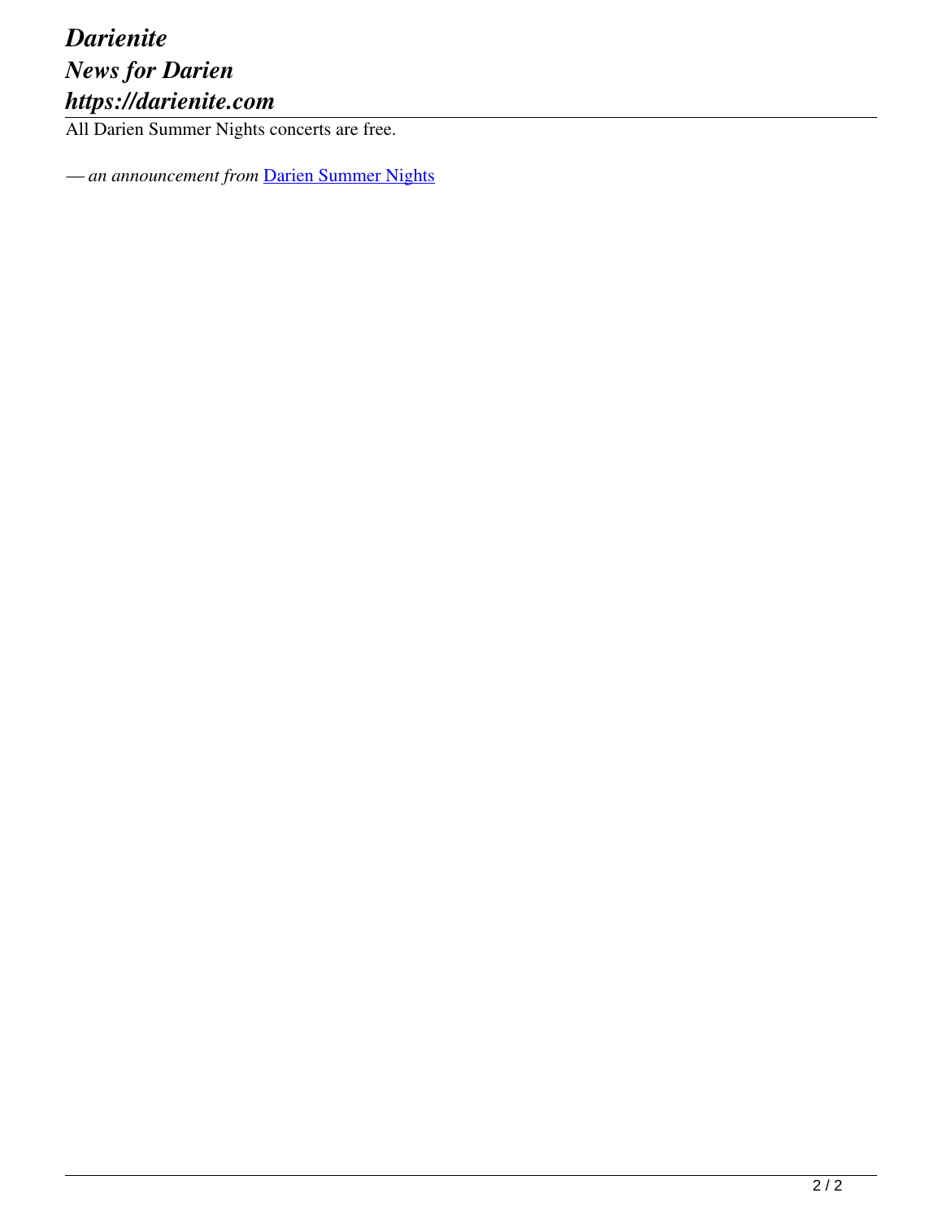All Darien Summer Nights concerts are free.

*— an announcement from* Darien Summer Nights